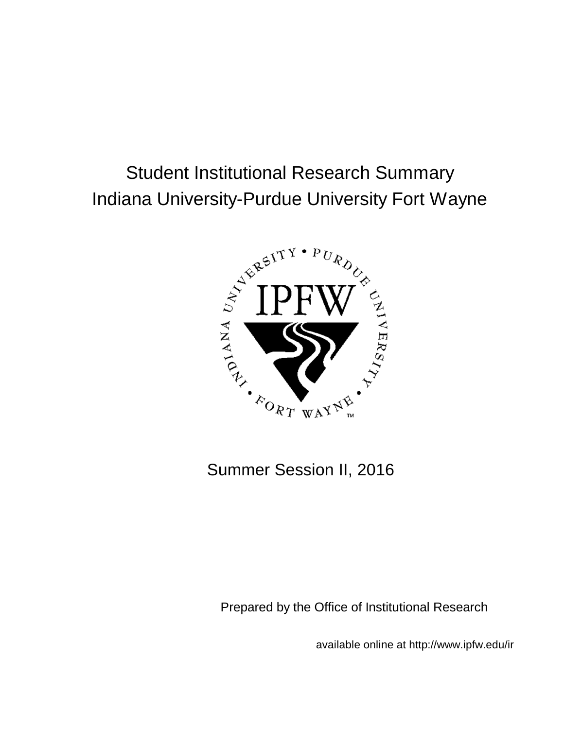# Student Institutional Research Summary
# Indiana University-Purdue University Fort Wayne

Summer Session II, 2016

Prepared by the Office of Institutional Research

available online at http://www.ipfw.edu/ir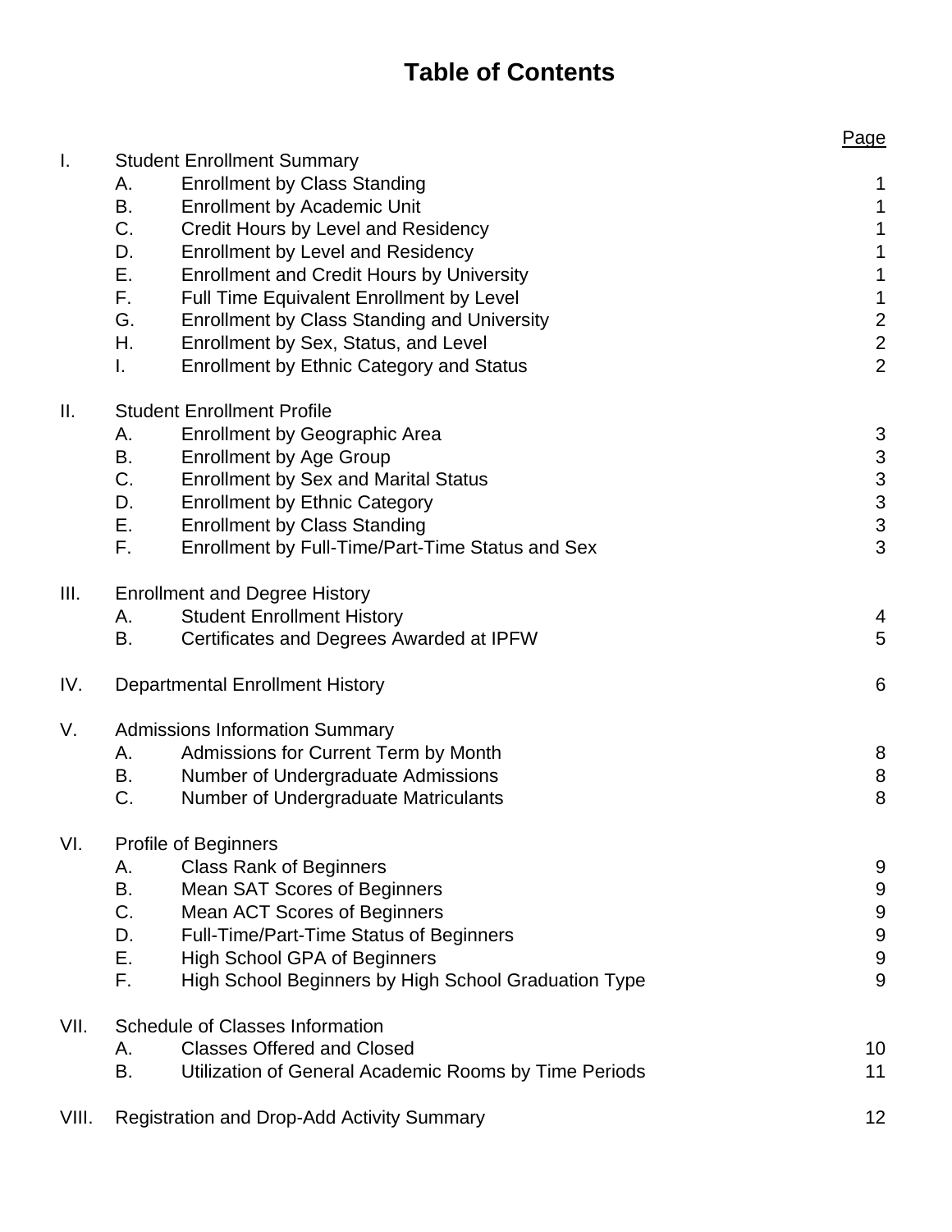# Table of Contents

| | | Page |
|---|---|---|
| I. | **Student Enrollment Summary** | |
| | A. Enrollment by Class Standing | 1 |
| | B. Enrollment by Academic Unit | 1 |
| | C. Credit Hours by Level and Residency | 1 |
| | D. Enrollment by Level and Residency | 1 |
| | E. Enrollment and Credit Hours by University | 1 |
| | F. Full Time Equivalent Enrollment by Level | 1 |
| | G. Enrollment by Class Standing and University | 2 |
| | H. Enrollment by Sex, Status, and Level | 2 |
| | I. Enrollment by Ethnic Category and Status | 2 |
| II. | **Student Enrollment Profile** | |
| | A. Enrollment by Geographic Area | 3 |
| | B. Enrollment by Age Group | 3 |
| | C. Enrollment by Sex and Marital Status | 3 |
| | D. Enrollment by Ethnic Category | 3 |
| | E. Enrollment by Class Standing | 3 |
| | F. Enrollment by Full-Time/Part-Time Status and Sex | 3 |
| III. | **Enrollment and Degree History** | |
| | A. Student Enrollment History | 4 |
| | B. Certificates and Degrees Awarded at IPFW | 5 |
| IV. | **Departmental Enrollment History** | 6 |
| V. | **Admissions Information Summary** | |
| | A. Admissions for Current Term by Month | 8 |
| | B. Number of Undergraduate Admissions | 8 |
| | C. Number of Undergraduate Matriculants | 8 |
| VI. | **Profile of Beginners** | |
| | A. Class Rank of Beginners | 9 |
| | B. Mean SAT Scores of Beginners | 9 |
| | C. Mean ACT Scores of Beginners | 9 |
| | D. Full-Time/Part-Time Status of Beginners | 9 |
| | E. High School GPA of Beginners | 9 |
| | F. High School Beginners by High School Graduation Type | 9 |
| VII. | **Schedule of Classes Information** | |
| | A. Classes Offered and Closed | 10 |
| | B. Utilization of General Academic Rooms by Time Periods | 11 |
| VIII. | **Registration and Drop-Add Activity Summary** | 12 |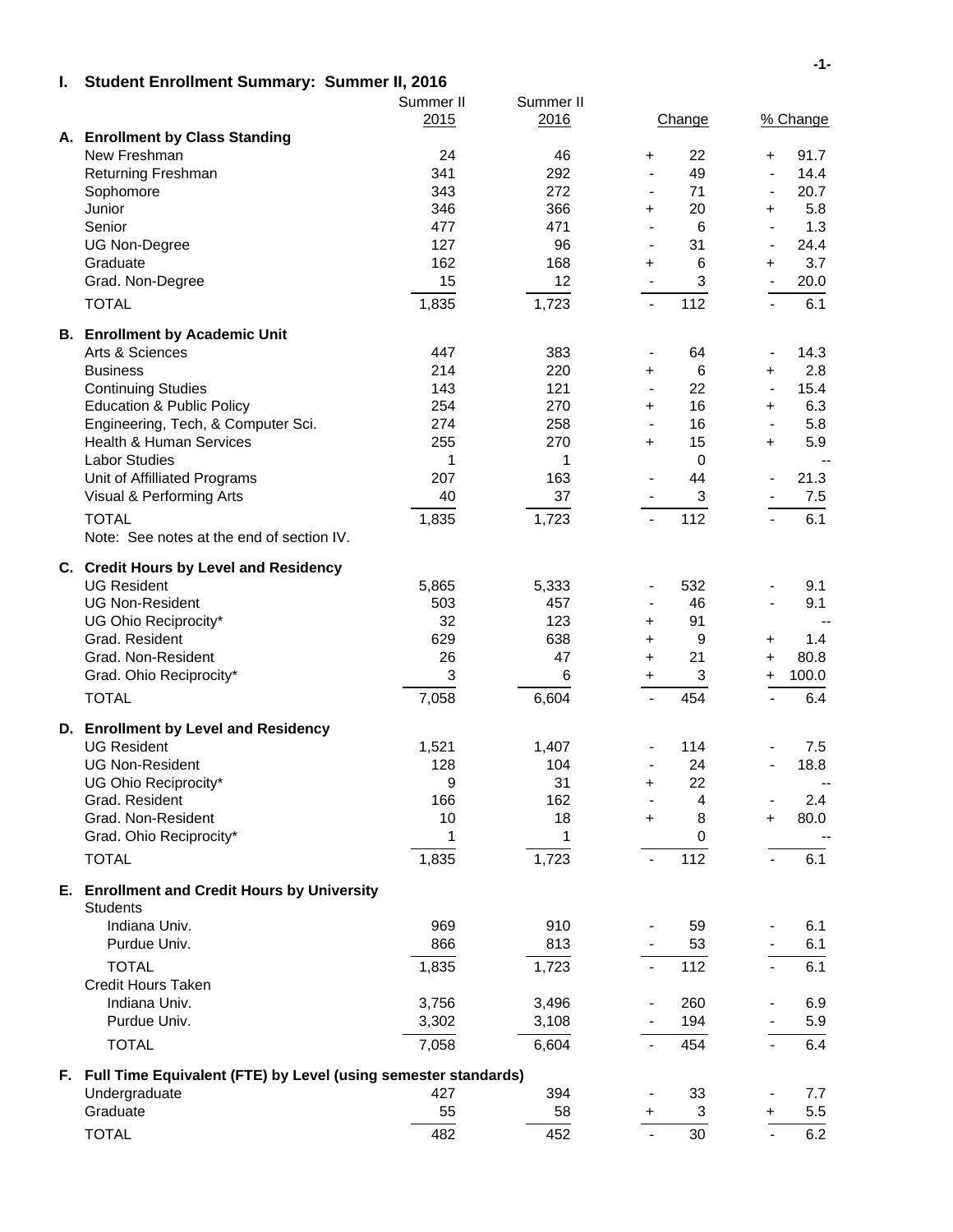## I. Student Enrollment Summary: Summer II, 2016

| | Summer II 2015 | Summer II 2016 | Change | % Change |
|---|---|---|---|---|
| **A. Enrollment by Class Standing** | | | | |
| New Freshman | 24 | 46 | + 22 | + 91.7 |
| Returning Freshman | 341 | 292 | - 49 | - 14.4 |
| Sophomore | 343 | 272 | - 71 | - 20.7 |
| Junior | 346 | 366 | + 20 | + 5.8 |
| Senior | 477 | 471 | - 6 | - 1.3 |
| UG Non-Degree | 127 | 96 | - 31 | - 24.4 |
| Graduate | 162 | 168 | + 6 | + 3.7 |
| Grad. Non-Degree | 15 | 12 | - 3 | - 20.0 |
| TOTAL | 1,835 | 1,723 | - 112 | - 6.1 |
| **B. Enrollment by Academic Unit** | | | | |
| Arts & Sciences | 447 | 383 | - 64 | - 14.3 |
| Business | 214 | 220 | + 6 | + 2.8 |
| Continuing Studies | 143 | 121 | - 22 | - 15.4 |
| Education & Public Policy | 254 | 270 | + 16 | + 6.3 |
| Engineering, Tech, & Computer Sci. | 274 | 258 | - 16 | - 5.8 |
| Health & Human Services | 255 | 270 | + 15 | + 5.9 |
| Labor Studies | 1 | 1 | 0 | -- |
| Unit of Affilliated Programs | 207 | 163 | - 44 | - 21.3 |
| Visual & Performing Arts | 40 | 37 | - 3 | - 7.5 |
| TOTAL | 1,835 | 1,723 | - 112 | - 6.1 |
| Note: See notes at the end of section IV. | | | | |
| **C. Credit Hours by Level and Residency** | | | | |
| UG Resident | 5,865 | 5,333 | - 532 | - 9.1 |
| UG Non-Resident | 503 | 457 | - 46 | - 9.1 |
| UG Ohio Reciprocity* | 32 | 123 | + 91 | -- |
| Grad. Resident | 629 | 638 | + 9 | + 1.4 |
| Grad. Non-Resident | 26 | 47 | + 21 | + 80.8 |
| Grad. Ohio Reciprocity* | 3 | 6 | + 3 | + 100.0 |
| TOTAL | 7,058 | 6,604 | - 454 | - 6.4 |
| **D. Enrollment by Level and Residency** | | | | |
| UG Resident | 1,521 | 1,407 | - 114 | - 7.5 |
| UG Non-Resident | 128 | 104 | - 24 | - 18.8 |
| UG Ohio Reciprocity* | 9 | 31 | + 22 | -- |
| Grad. Resident | 166 | 162 | - 4 | - 2.4 |
| Grad. Non-Resident | 10 | 18 | + 8 | + 80.0 |
| Grad. Ohio Reciprocity* | 1 | 1 | 0 | -- |
| TOTAL | 1,835 | 1,723 | - 112 | - 6.1 |
| **E. Enrollment and Credit Hours by University** | | | | |
| Students | | | | |
| Indiana Univ. | 969 | 910 | - 59 | - 6.1 |
| Purdue Univ. | 866 | 813 | - 53 | - 6.1 |
| TOTAL | 1,835 | 1,723 | - 112 | - 6.1 |
| Credit Hours Taken | | | | |
| Indiana Univ. | 3,756 | 3,496 | - 260 | - 6.9 |
| Purdue Univ. | 3,302 | 3,108 | - 194 | - 5.9 |
| TOTAL | 7,058 | 6,604 | - 454 | - 6.4 |
| **F. Full Time Equivalent (FTE) by Level (using semester standards)** | | | | |
| Undergraduate | 427 | 394 | - 33 | - 7.7 |
| Graduate | 55 | 58 | + 3 | + 5.5 |
| TOTAL | 482 | 452 | - 30 | - 6.2 |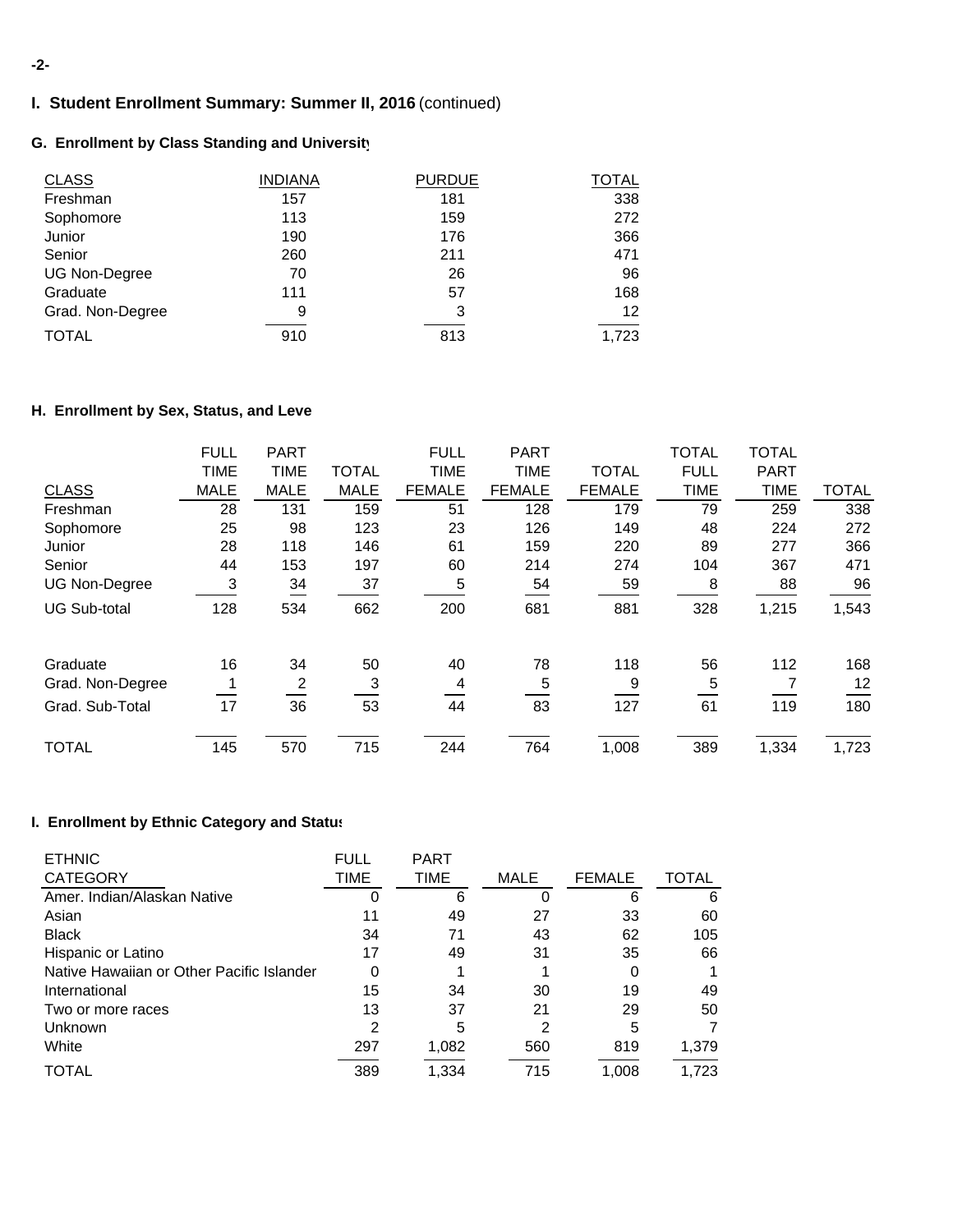## I. Student Enrollment Summary: Summer II, 2016 (continued)

### G. Enrollment by Class Standing and University

| CLASS | INDIANA | PURDUE | TOTAL |
|---|---|---|---|
| Freshman | 157 | 181 | 338 |
| Sophomore | 113 | 159 | 272 |
| Junior | 190 | 176 | 366 |
| Senior | 260 | 211 | 471 |
| UG Non-Degree | 70 | 26 | 96 |
| Graduate | 111 | 57 | 168 |
| Grad. Non-Degree | 9 | 3 | 12 |
| TOTAL | 910 | 813 | 1,723 |

### H. Enrollment by Sex, Status, and Level

| CLASS | FULL TIME MALE | PART TIME MALE | TOTAL MALE | FULL TIME FEMALE | PART TIME FEMALE | TOTAL FEMALE | TOTAL FULL TIME | TOTAL PART TIME | TOTAL |
|---|---|---|---|---|---|---|---|---|---|
| Freshman | 28 | 131 | 159 | 51 | 128 | 179 | 79 | 259 | 338 |
| Sophomore | 25 | 98 | 123 | 23 | 126 | 149 | 48 | 224 | 272 |
| Junior | 28 | 118 | 146 | 61 | 159 | 220 | 89 | 277 | 366 |
| Senior | 44 | 153 | 197 | 60 | 214 | 274 | 104 | 367 | 471 |
| UG Non-Degree | 3 | 34 | 37 | 5 | 54 | 59 | 8 | 88 | 96 |
| UG Sub-total | 128 | 534 | 662 | 200 | 681 | 881 | 328 | 1,215 | 1,543 |
| Graduate | 16 | 34 | 50 | 40 | 78 | 118 | 56 | 112 | 168 |
| Grad. Non-Degree | 1 | 2 | 3 | 4 | 5 | 9 | 5 | 7 | 12 |
| Grad. Sub-Total | 17 | 36 | 53 | 44 | 83 | 127 | 61 | 119 | 180 |
| TOTAL | 145 | 570 | 715 | 244 | 764 | 1,008 | 389 | 1,334 | 1,723 |

### I. Enrollment by Ethnic Category and Status

| ETHNIC CATEGORY | FULL TIME | PART TIME | MALE | FEMALE | TOTAL |
|---|---|---|---|---|---|
| Amer. Indian/Alaskan Native | 0 | 6 | 0 | 6 | 6 |
| Asian | 11 | 49 | 27 | 33 | 60 |
| Black | 34 | 71 | 43 | 62 | 105 |
| Hispanic or Latino | 17 | 49 | 31 | 35 | 66 |
| Native Hawaiian or Other Pacific Islander | 0 | 1 | 1 | 0 | 1 |
| International | 15 | 34 | 30 | 19 | 49 |
| Two or more races | 13 | 37 | 21 | 29 | 50 |
| Unknown | 2 | 5 | 2 | 5 | 7 |
| White | 297 | 1,082 | 560 | 819 | 1,379 |
| TOTAL | 389 | 1,334 | 715 | 1,008 | 1,723 |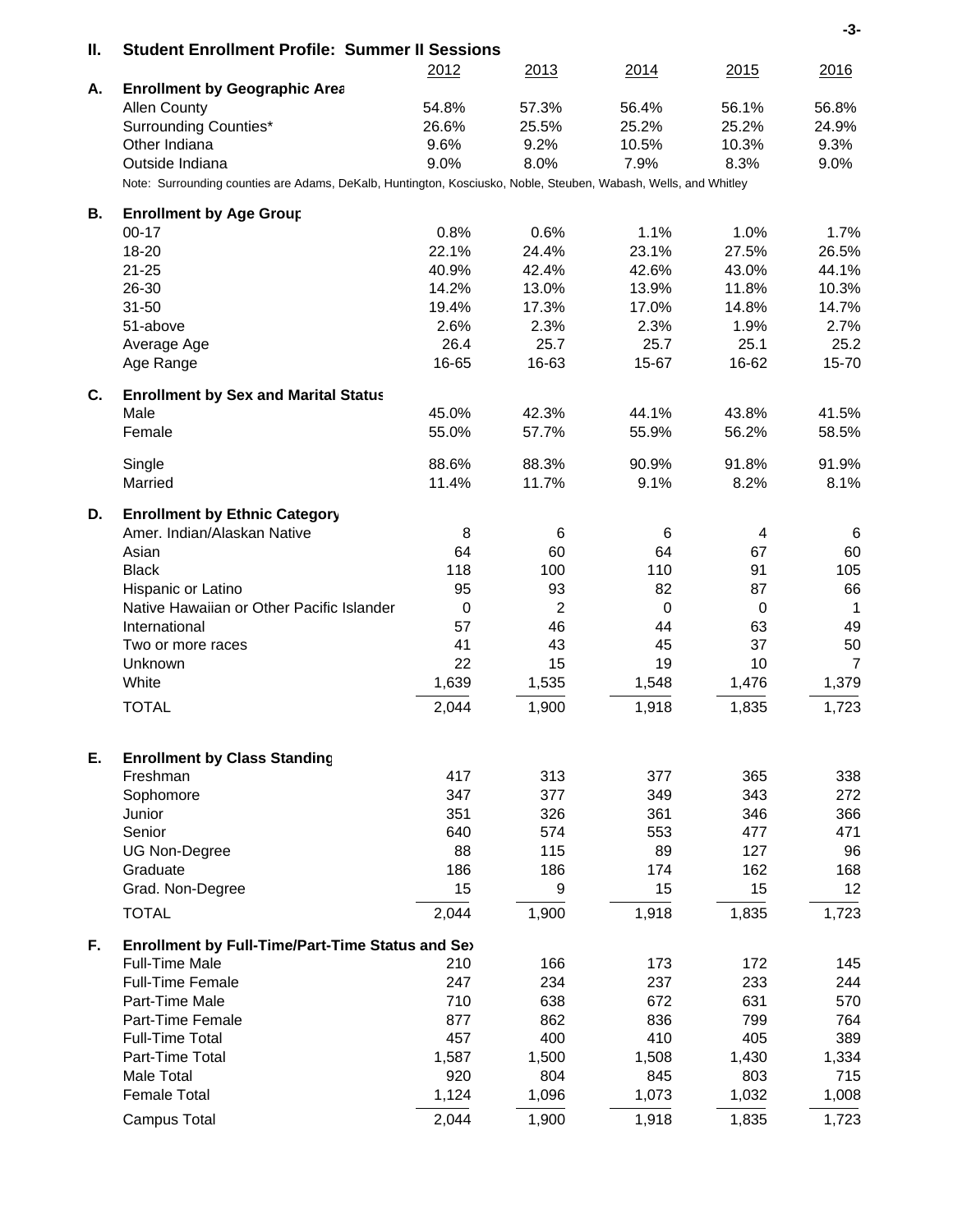## II. Student Enrollment Profile: Summer II Sessions

### A. Enrollment by Geographic Area

| | 2012 | 2013 | 2014 | 2015 | 2016 |
|---|---|---|---|---|---|
| Allen County | 54.8% | 57.3% | 56.4% | 56.1% | 56.8% |
| Surrounding Counties* | 26.6% | 25.5% | 25.2% | 25.2% | 24.9% |
| Other Indiana | 9.6% | 9.2% | 10.5% | 10.3% | 9.3% |
| Outside Indiana | 9.0% | 8.0% | 7.9% | 8.3% | 9.0% |

Note: Surrounding counties are Adams, DeKalb, Huntington, Kosciusko, Noble, Steuben, Wabash, Wells, and Whitley

### B. Enrollment by Age Group

| | 2012 | 2013 | 2014 | 2015 | 2016 |
|---|---|---|---|---|---|
| 00-17 | 0.8% | 0.6% | 1.1% | 1.0% | 1.7% |
| 18-20 | 22.1% | 24.4% | 23.1% | 27.5% | 26.5% |
| 21-25 | 40.9% | 42.4% | 42.6% | 43.0% | 44.1% |
| 26-30 | 14.2% | 13.0% | 13.9% | 11.8% | 10.3% |
| 31-50 | 19.4% | 17.3% | 17.0% | 14.8% | 14.7% |
| 51-above | 2.6% | 2.3% | 2.3% | 1.9% | 2.7% |
| Average Age | 26.4 | 25.7 | 25.7 | 25.1 | 25.2 |
| Age Range | 16-65 | 16-63 | 15-67 | 16-62 | 15-70 |

### C. Enrollment by Sex and Marital Status

| | 2012 | 2013 | 2014 | 2015 | 2016 |
|---|---|---|---|---|---|
| Male | 45.0% | 42.3% | 44.1% | 43.8% | 41.5% |
| Female | 55.0% | 57.7% | 55.9% | 56.2% | 58.5% |
| Single | 88.6% | 88.3% | 90.9% | 91.8% | 91.9% |
| Married | 11.4% | 11.7% | 9.1% | 8.2% | 8.1% |

### D. Enrollment by Ethnic Category

| | 2012 | 2013 | 2014 | 2015 | 2016 |
|---|---|---|---|---|---|
| Amer. Indian/Alaskan Native | 8 | 6 | 6 | 4 | 6 |
| Asian | 64 | 60 | 64 | 67 | 60 |
| Black | 118 | 100 | 110 | 91 | 105 |
| Hispanic or Latino | 95 | 93 | 82 | 87 | 66 |
| Native Hawaiian or Other Pacific Islander | 0 | 2 | 0 | 0 | 1 |
| International | 57 | 46 | 44 | 63 | 49 |
| Two or more races | 41 | 43 | 45 | 37 | 50 |
| Unknown | 22 | 15 | 19 | 10 | 7 |
| White | 1,639 | 1,535 | 1,548 | 1,476 | 1,379 |
| TOTAL | 2,044 | 1,900 | 1,918 | 1,835 | 1,723 |

### E. Enrollment by Class Standing

| | 2012 | 2013 | 2014 | 2015 | 2016 |
|---|---|---|---|---|---|
| Freshman | 417 | 313 | 377 | 365 | 338 |
| Sophomore | 347 | 377 | 349 | 343 | 272 |
| Junior | 351 | 326 | 361 | 346 | 366 |
| Senior | 640 | 574 | 553 | 477 | 471 |
| UG Non-Degree | 88 | 115 | 89 | 127 | 96 |
| Graduate | 186 | 186 | 174 | 162 | 168 |
| Grad. Non-Degree | 15 | 9 | 15 | 15 | 12 |
| TOTAL | 2,044 | 1,900 | 1,918 | 1,835 | 1,723 |

### F. Enrollment by Full-Time/Part-Time Status and Sex

| | 2012 | 2013 | 2014 | 2015 | 2016 |
|---|---|---|---|---|---|
| Full-Time Male | 210 | 166 | 173 | 172 | 145 |
| Full-Time Female | 247 | 234 | 237 | 233 | 244 |
| Part-Time Male | 710 | 638 | 672 | 631 | 570 |
| Part-Time Female | 877 | 862 | 836 | 799 | 764 |
| Full-Time Total | 457 | 400 | 410 | 405 | 389 |
| Part-Time Total | 1,587 | 1,500 | 1,508 | 1,430 | 1,334 |
| Male Total | 920 | 804 | 845 | 803 | 715 |
| Female Total | 1,124 | 1,096 | 1,073 | 1,032 | 1,008 |
| Campus Total | 2,044 | 1,900 | 1,918 | 1,835 | 1,723 |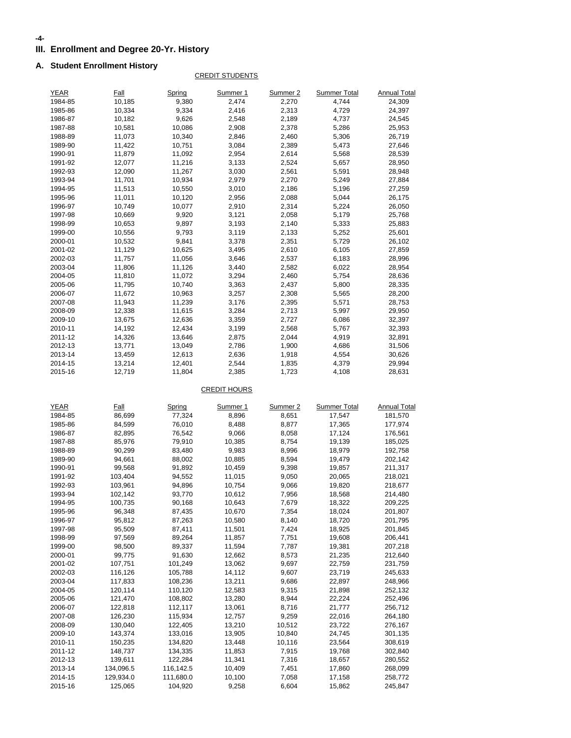## III. Enrollment and Degree 20-Yr. History

### A. Student Enrollment History

CREDIT STUDENTS

| YEAR | Fall | Spring | Summer 1 | Summer 2 | Summer Total | Annual Total |
|---|---|---|---|---|---|---|
| 1984-85 | 10,185 | 9,380 | 2,474 | 2,270 | 4,744 | 24,309 |
| 1985-86 | 10,334 | 9,334 | 2,416 | 2,313 | 4,729 | 24,397 |
| 1986-87 | 10,182 | 9,626 | 2,548 | 2,189 | 4,737 | 24,545 |
| 1987-88 | 10,581 | 10,086 | 2,908 | 2,378 | 5,286 | 25,953 |
| 1988-89 | 11,073 | 10,340 | 2,846 | 2,460 | 5,306 | 26,719 |
| 1989-90 | 11,422 | 10,751 | 3,084 | 2,389 | 5,473 | 27,646 |
| 1990-91 | 11,879 | 11,092 | 2,954 | 2,614 | 5,568 | 28,539 |
| 1991-92 | 12,077 | 11,216 | 3,133 | 2,524 | 5,657 | 28,950 |
| 1992-93 | 12,090 | 11,267 | 3,030 | 2,561 | 5,591 | 28,948 |
| 1993-94 | 11,701 | 10,934 | 2,979 | 2,270 | 5,249 | 27,884 |
| 1994-95 | 11,513 | 10,550 | 3,010 | 2,186 | 5,196 | 27,259 |
| 1995-96 | 11,011 | 10,120 | 2,956 | 2,088 | 5,044 | 26,175 |
| 1996-97 | 10,749 | 10,077 | 2,910 | 2,314 | 5,224 | 26,050 |
| 1997-98 | 10,669 | 9,920 | 3,121 | 2,058 | 5,179 | 25,768 |
| 1998-99 | 10,653 | 9,897 | 3,193 | 2,140 | 5,333 | 25,883 |
| 1999-00 | 10,556 | 9,793 | 3,119 | 2,133 | 5,252 | 25,601 |
| 2000-01 | 10,532 | 9,841 | 3,378 | 2,351 | 5,729 | 26,102 |
| 2001-02 | 11,129 | 10,625 | 3,495 | 2,610 | 6,105 | 27,859 |
| 2002-03 | 11,757 | 11,056 | 3,646 | 2,537 | 6,183 | 28,996 |
| 2003-04 | 11,806 | 11,126 | 3,440 | 2,582 | 6,022 | 28,954 |
| 2004-05 | 11,810 | 11,072 | 3,294 | 2,460 | 5,754 | 28,636 |
| 2005-06 | 11,795 | 10,740 | 3,363 | 2,437 | 5,800 | 28,335 |
| 2006-07 | 11,672 | 10,963 | 3,257 | 2,308 | 5,565 | 28,200 |
| 2007-08 | 11,943 | 11,239 | 3,176 | 2,395 | 5,571 | 28,753 |
| 2008-09 | 12,338 | 11,615 | 3,284 | 2,713 | 5,997 | 29,950 |
| 2009-10 | 13,675 | 12,636 | 3,359 | 2,727 | 6,086 | 32,397 |
| 2010-11 | 14,192 | 12,434 | 3,199 | 2,568 | 5,767 | 32,393 |
| 2011-12 | 14,326 | 13,646 | 2,875 | 2,044 | 4,919 | 32,891 |
| 2012-13 | 13,771 | 13,049 | 2,786 | 1,900 | 4,686 | 31,506 |
| 2013-14 | 13,459 | 12,613 | 2,636 | 1,918 | 4,554 | 30,626 |
| 2014-15 | 13,214 | 12,401 | 2,544 | 1,835 | 4,379 | 29,994 |
| 2015-16 | 12,719 | 11,804 | 2,385 | 1,723 | 4,108 | 28,631 |

CREDIT HOURS

| YEAR | Fall | Spring | Summer 1 | Summer 2 | Summer Total | Annual Total |
|---|---|---|---|---|---|---|
| 1984-85 | 86,699 | 77,324 | 8,896 | 8,651 | 17,547 | 181,570 |
| 1985-86 | 84,599 | 76,010 | 8,488 | 8,877 | 17,365 | 177,974 |
| 1986-87 | 82,895 | 76,542 | 9,066 | 8,058 | 17,124 | 176,561 |
| 1987-88 | 85,976 | 79,910 | 10,385 | 8,754 | 19,139 | 185,025 |
| 1988-89 | 90,299 | 83,480 | 9,983 | 8,996 | 18,979 | 192,758 |
| 1989-90 | 94,661 | 88,002 | 10,885 | 8,594 | 19,479 | 202,142 |
| 1990-91 | 99,568 | 91,892 | 10,459 | 9,398 | 19,857 | 211,317 |
| 1991-92 | 103,404 | 94,552 | 11,015 | 9,050 | 20,065 | 218,021 |
| 1992-93 | 103,961 | 94,896 | 10,754 | 9,066 | 19,820 | 218,677 |
| 1993-94 | 102,142 | 93,770 | 10,612 | 7,956 | 18,568 | 214,480 |
| 1994-95 | 100,735 | 90,168 | 10,643 | 7,679 | 18,322 | 209,225 |
| 1995-96 | 96,348 | 87,435 | 10,670 | 7,354 | 18,024 | 201,807 |
| 1996-97 | 95,812 | 87,263 | 10,580 | 8,140 | 18,720 | 201,795 |
| 1997-98 | 95,509 | 87,411 | 11,501 | 7,424 | 18,925 | 201,845 |
| 1998-99 | 97,569 | 89,264 | 11,857 | 7,751 | 19,608 | 206,441 |
| 1999-00 | 98,500 | 89,337 | 11,594 | 7,787 | 19,381 | 207,218 |
| 2000-01 | 99,775 | 91,630 | 12,662 | 8,573 | 21,235 | 212,640 |
| 2001-02 | 107,751 | 101,249 | 13,062 | 9,697 | 22,759 | 231,759 |
| 2002-03 | 116,126 | 105,788 | 14,112 | 9,607 | 23,719 | 245,633 |
| 2003-04 | 117,833 | 108,236 | 13,211 | 9,686 | 22,897 | 248,966 |
| 2004-05 | 120,114 | 110,120 | 12,583 | 9,315 | 21,898 | 252,132 |
| 2005-06 | 121,470 | 108,802 | 13,280 | 8,944 | 22,224 | 252,496 |
| 2006-07 | 122,818 | 112,117 | 13,061 | 8,716 | 21,777 | 256,712 |
| 2007-08 | 126,230 | 115,934 | 12,757 | 9,259 | 22,016 | 264,180 |
| 2008-09 | 130,040 | 122,405 | 13,210 | 10,512 | 23,722 | 276,167 |
| 2009-10 | 143,374 | 133,016 | 13,905 | 10,840 | 24,745 | 301,135 |
| 2010-11 | 150,235 | 134,820 | 13,448 | 10,116 | 23,564 | 308,619 |
| 2011-12 | 148,737 | 134,335 | 11,853 | 7,915 | 19,768 | 302,840 |
| 2012-13 | 139,611 | 122,284 | 11,341 | 7,316 | 18,657 | 280,552 |
| 2013-14 | 134,096.5 | 116,142.5 | 10,409 | 7,451 | 17,860 | 268,099 |
| 2014-15 | 129,934.0 | 111,680.0 | 10,100 | 7,058 | 17,158 | 258,772 |
| 2015-16 | 125,065 | 104,920 | 9,258 | 6,604 | 15,862 | 245,847 |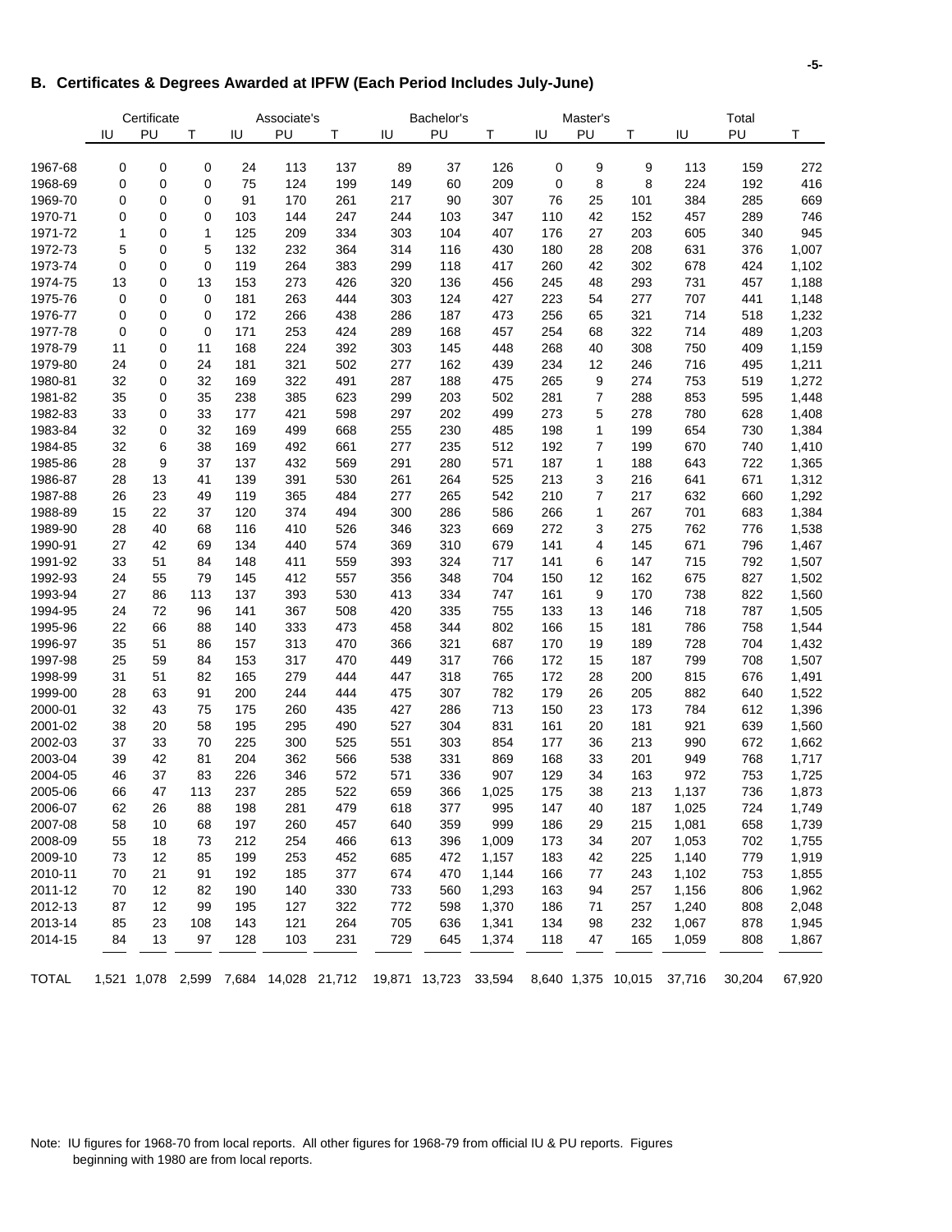## B. Certificates & Degrees Awarded at IPFW (Each Period Includes July-June)

| | Certificate | | | Associate's | | | Bachelor's | | | Master's | | | Total | | |
|---|---|---|---|---|---|---|---|---|---|---|---|---|---|---|---|
| | IU | PU | T | IU | PU | T | IU | PU | T | IU | PU | T | IU | PU | T |
| 1967-68 | 0 | 0 | 0 | 24 | 113 | 137 | 89 | 37 | 126 | 0 | 9 | 9 | 113 | 159 | 272 |
| 1968-69 | 0 | 0 | 0 | 75 | 124 | 199 | 149 | 60 | 209 | 0 | 8 | 8 | 224 | 192 | 416 |
| 1969-70 | 0 | 0 | 0 | 91 | 170 | 261 | 217 | 90 | 307 | 76 | 25 | 101 | 384 | 285 | 669 |
| 1970-71 | 0 | 0 | 0 | 103 | 144 | 247 | 244 | 103 | 347 | 110 | 42 | 152 | 457 | 289 | 746 |
| 1971-72 | 1 | 0 | 1 | 125 | 209 | 334 | 303 | 104 | 407 | 176 | 27 | 203 | 605 | 340 | 945 |
| 1972-73 | 5 | 0 | 5 | 132 | 232 | 364 | 314 | 116 | 430 | 180 | 28 | 208 | 631 | 376 | 1,007 |
| 1973-74 | 0 | 0 | 0 | 119 | 264 | 383 | 299 | 118 | 417 | 260 | 42 | 302 | 678 | 424 | 1,102 |
| 1974-75 | 13 | 0 | 13 | 153 | 273 | 426 | 320 | 136 | 456 | 245 | 48 | 293 | 731 | 457 | 1,188 |
| 1975-76 | 0 | 0 | 0 | 181 | 263 | 444 | 303 | 124 | 427 | 223 | 54 | 277 | 707 | 441 | 1,148 |
| 1976-77 | 0 | 0 | 0 | 172 | 266 | 438 | 286 | 187 | 473 | 256 | 65 | 321 | 714 | 518 | 1,232 |
| 1977-78 | 0 | 0 | 0 | 171 | 253 | 424 | 289 | 168 | 457 | 254 | 68 | 322 | 714 | 489 | 1,203 |
| 1978-79 | 11 | 0 | 11 | 168 | 224 | 392 | 303 | 145 | 448 | 268 | 40 | 308 | 750 | 409 | 1,159 |
| 1979-80 | 24 | 0 | 24 | 181 | 321 | 502 | 277 | 162 | 439 | 234 | 12 | 246 | 716 | 495 | 1,211 |
| 1980-81 | 32 | 0 | 32 | 169 | 322 | 491 | 287 | 188 | 475 | 265 | 9 | 274 | 753 | 519 | 1,272 |
| 1981-82 | 35 | 0 | 35 | 238 | 385 | 623 | 299 | 203 | 502 | 281 | 7 | 288 | 853 | 595 | 1,448 |
| 1982-83 | 33 | 0 | 33 | 177 | 421 | 598 | 297 | 202 | 499 | 273 | 5 | 278 | 780 | 628 | 1,408 |
| 1983-84 | 32 | 0 | 32 | 169 | 499 | 668 | 255 | 230 | 485 | 198 | 1 | 199 | 654 | 730 | 1,384 |
| 1984-85 | 32 | 6 | 38 | 169 | 492 | 661 | 277 | 235 | 512 | 192 | 7 | 199 | 670 | 740 | 1,410 |
| 1985-86 | 28 | 9 | 37 | 137 | 432 | 569 | 291 | 280 | 571 | 187 | 1 | 188 | 643 | 722 | 1,365 |
| 1986-87 | 28 | 13 | 41 | 139 | 391 | 530 | 261 | 264 | 525 | 213 | 3 | 216 | 641 | 671 | 1,312 |
| 1987-88 | 26 | 23 | 49 | 119 | 365 | 484 | 277 | 265 | 542 | 210 | 7 | 217 | 632 | 660 | 1,292 |
| 1988-89 | 15 | 22 | 37 | 120 | 374 | 494 | 300 | 286 | 586 | 266 | 1 | 267 | 701 | 683 | 1,384 |
| 1989-90 | 28 | 40 | 68 | 116 | 410 | 526 | 346 | 323 | 669 | 272 | 3 | 275 | 762 | 776 | 1,538 |
| 1990-91 | 27 | 42 | 69 | 134 | 440 | 574 | 369 | 310 | 679 | 141 | 4 | 145 | 671 | 796 | 1,467 |
| 1991-92 | 33 | 51 | 84 | 148 | 411 | 559 | 393 | 324 | 717 | 141 | 6 | 147 | 715 | 792 | 1,507 |
| 1992-93 | 24 | 55 | 79 | 145 | 412 | 557 | 356 | 348 | 704 | 150 | 12 | 162 | 675 | 827 | 1,502 |
| 1993-94 | 27 | 86 | 113 | 137 | 393 | 530 | 413 | 334 | 747 | 161 | 9 | 170 | 738 | 822 | 1,560 |
| 1994-95 | 24 | 72 | 96 | 141 | 367 | 508 | 420 | 335 | 755 | 133 | 13 | 146 | 718 | 787 | 1,505 |
| 1995-96 | 22 | 66 | 88 | 140 | 333 | 473 | 458 | 344 | 802 | 166 | 15 | 181 | 786 | 758 | 1,544 |
| 1996-97 | 35 | 51 | 86 | 157 | 313 | 470 | 366 | 321 | 687 | 170 | 19 | 189 | 728 | 704 | 1,432 |
| 1997-98 | 25 | 59 | 84 | 153 | 317 | 470 | 449 | 317 | 766 | 172 | 15 | 187 | 799 | 708 | 1,507 |
| 1998-99 | 31 | 51 | 82 | 165 | 279 | 444 | 447 | 318 | 765 | 172 | 28 | 200 | 815 | 676 | 1,491 |
| 1999-00 | 28 | 63 | 91 | 200 | 244 | 444 | 475 | 307 | 782 | 179 | 26 | 205 | 882 | 640 | 1,522 |
| 2000-01 | 32 | 43 | 75 | 175 | 260 | 435 | 427 | 286 | 713 | 150 | 23 | 173 | 784 | 612 | 1,396 |
| 2001-02 | 38 | 20 | 58 | 195 | 295 | 490 | 527 | 304 | 831 | 161 | 20 | 181 | 921 | 639 | 1,560 |
| 2002-03 | 37 | 33 | 70 | 225 | 300 | 525 | 551 | 303 | 854 | 177 | 36 | 213 | 990 | 672 | 1,662 |
| 2003-04 | 39 | 42 | 81 | 204 | 362 | 566 | 538 | 331 | 869 | 168 | 33 | 201 | 949 | 768 | 1,717 |
| 2004-05 | 46 | 37 | 83 | 226 | 346 | 572 | 571 | 336 | 907 | 129 | 34 | 163 | 972 | 753 | 1,725 |
| 2005-06 | 66 | 47 | 113 | 237 | 285 | 522 | 659 | 366 | 1,025 | 175 | 38 | 213 | 1,137 | 736 | 1,873 |
| 2006-07 | 62 | 26 | 88 | 198 | 281 | 479 | 618 | 377 | 995 | 147 | 40 | 187 | 1,025 | 724 | 1,749 |
| 2007-08 | 58 | 10 | 68 | 197 | 260 | 457 | 640 | 359 | 999 | 186 | 29 | 215 | 1,081 | 658 | 1,739 |
| 2008-09 | 55 | 18 | 73 | 212 | 254 | 466 | 613 | 396 | 1,009 | 173 | 34 | 207 | 1,053 | 702 | 1,755 |
| 2009-10 | 73 | 12 | 85 | 199 | 253 | 452 | 685 | 472 | 1,157 | 183 | 42 | 225 | 1,140 | 779 | 1,919 |
| 2010-11 | 70 | 21 | 91 | 192 | 185 | 377 | 674 | 470 | 1,144 | 166 | 77 | 243 | 1,102 | 753 | 1,855 |
| 2011-12 | 70 | 12 | 82 | 190 | 140 | 330 | 733 | 560 | 1,293 | 163 | 94 | 257 | 1,156 | 806 | 1,962 |
| 2012-13 | 87 | 12 | 99 | 195 | 127 | 322 | 772 | 598 | 1,370 | 186 | 71 | 257 | 1,240 | 808 | 2,048 |
| 2013-14 | 85 | 23 | 108 | 143 | 121 | 264 | 705 | 636 | 1,341 | 134 | 98 | 232 | 1,067 | 878 | 1,945 |
| 2014-15 | 84 | 13 | 97 | 128 | 103 | 231 | 729 | 645 | 1,374 | 118 | 47 | 165 | 1,059 | 808 | 1,867 |
| TOTAL | 1,521 | 1,078 | 2,599 | 7,684 | 14,028 | 21,712 | 19,871 | 13,723 | 33,594 | 8,640 | 1,375 | 10,015 | 37,716 | 30,204 | 67,920 |

Note: IU figures for 1968-70 from local reports. All other figures for 1968-79 from official IU & PU reports. Figures beginning with 1980 are from local reports.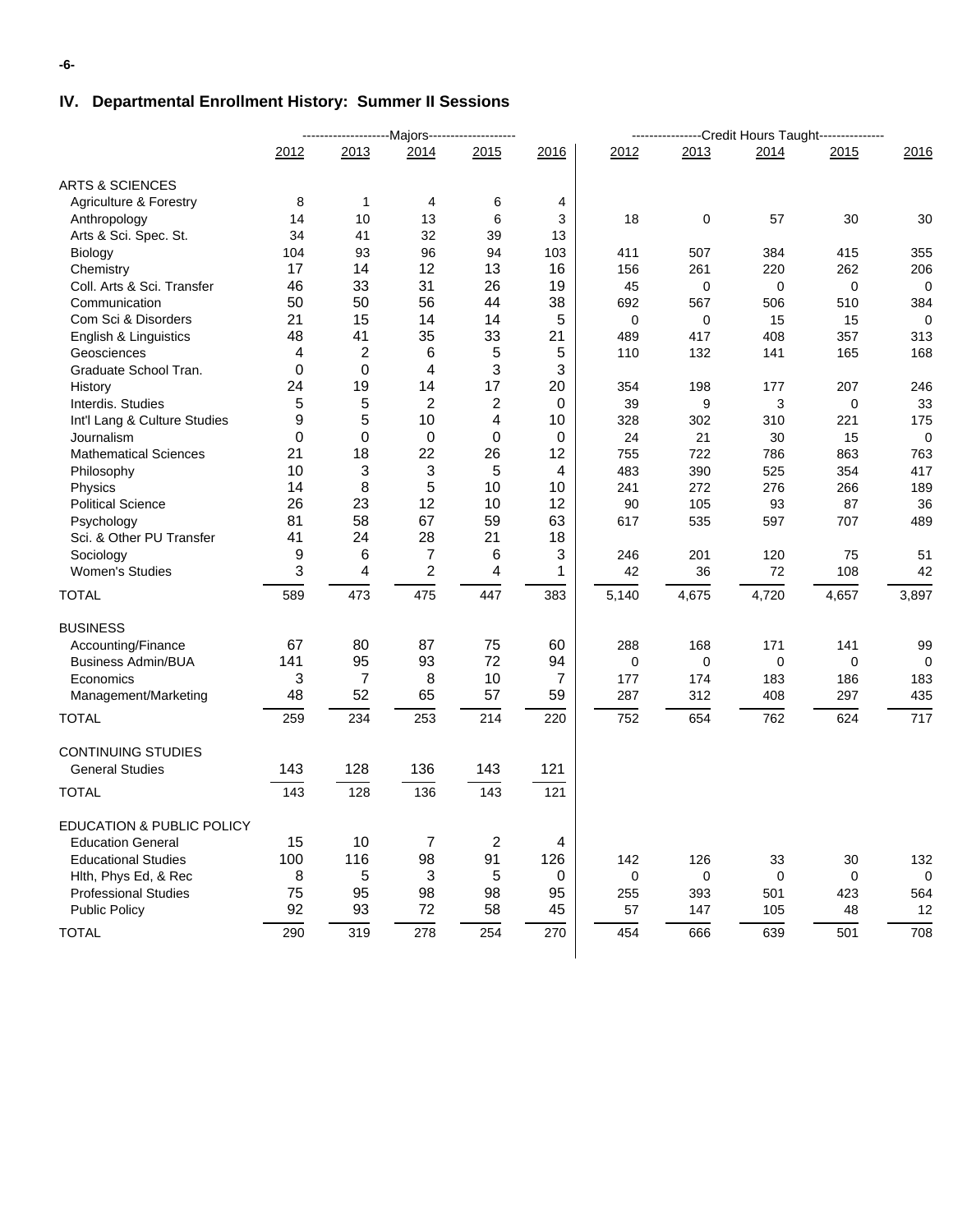## IV. Departmental Enrollment History: Summer II Sessions

| | Majors | | | | | Credit Hours Taught | | | | |
|---|---|---|---|---|---|---|---|---|---|---|
| | 2012 | 2013 | 2014 | 2015 | 2016 | 2012 | 2013 | 2014 | 2015 | 2016 |
| **ARTS & SCIENCES** | | | | | | | | | | |
| Agriculture & Forestry | 8 | 1 | 4 | 6 | 4 | | | | | |
| Anthropology | 14 | 10 | 13 | 6 | 3 | 18 | 0 | 57 | 30 | 30 |
| Arts & Sci. Spec. St. | 34 | 41 | 32 | 39 | 13 | | | | | |
| Biology | 104 | 93 | 96 | 94 | 103 | 411 | 507 | 384 | 415 | 355 |
| Chemistry | 17 | 14 | 12 | 13 | 16 | 156 | 261 | 220 | 262 | 206 |
| Coll. Arts & Sci. Transfer | 46 | 33 | 31 | 26 | 19 | 45 | 0 | 0 | 0 | 0 |
| Communication | 50 | 50 | 56 | 44 | 38 | 692 | 567 | 506 | 510 | 384 |
| Com Sci & Disorders | 21 | 15 | 14 | 14 | 5 | 0 | 0 | 15 | 15 | 0 |
| English & Linguistics | 48 | 41 | 35 | 33 | 21 | 489 | 417 | 408 | 357 | 313 |
| Geosciences | 4 | 2 | 6 | 5 | 5 | 110 | 132 | 141 | 165 | 168 |
| Graduate School Tran. | 0 | 0 | 4 | 3 | 3 | | | | | |
| History | 24 | 19 | 14 | 17 | 20 | 354 | 198 | 177 | 207 | 246 |
| Interdis. Studies | 5 | 5 | 2 | 2 | 0 | 39 | 9 | 3 | 0 | 33 |
| Int'l Lang & Culture Studies | 9 | 5 | 10 | 4 | 10 | 328 | 302 | 310 | 221 | 175 |
| Journalism | 0 | 0 | 0 | 0 | 0 | 24 | 21 | 30 | 15 | 0 |
| Mathematical Sciences | 21 | 18 | 22 | 26 | 12 | 755 | 722 | 786 | 863 | 763 |
| Philosophy | 10 | 3 | 3 | 5 | 4 | 483 | 390 | 525 | 354 | 417 |
| Physics | 14 | 8 | 5 | 10 | 10 | 241 | 272 | 276 | 266 | 189 |
| Political Science | 26 | 23 | 12 | 10 | 12 | 90 | 105 | 93 | 87 | 36 |
| Psychology | 81 | 58 | 67 | 59 | 63 | 617 | 535 | 597 | 707 | 489 |
| Sci. & Other PU Transfer | 41 | 24 | 28 | 21 | 18 | | | | | |
| Sociology | 9 | 6 | 7 | 6 | 3 | 246 | 201 | 120 | 75 | 51 |
| Women's Studies | 3 | 4 | 2 | 4 | 1 | 42 | 36 | 72 | 108 | 42 |
| TOTAL | 589 | 473 | 475 | 447 | 383 | 5,140 | 4,675 | 4,720 | 4,657 | 3,897 |
| **BUSINESS** | | | | | | | | | | |
| Accounting/Finance | 67 | 80 | 87 | 75 | 60 | 288 | 168 | 171 | 141 | 99 |
| Business Admin/BUA | 141 | 95 | 93 | 72 | 94 | 0 | 0 | 0 | 0 | 0 |
| Economics | 3 | 7 | 8 | 10 | 7 | 177 | 174 | 183 | 186 | 183 |
| Management/Marketing | 48 | 52 | 65 | 57 | 59 | 287 | 312 | 408 | 297 | 435 |
| TOTAL | 259 | 234 | 253 | 214 | 220 | 752 | 654 | 762 | 624 | 717 |
| **CONTINUING STUDIES** | | | | | | | | | | |
| General Studies | 143 | 128 | 136 | 143 | 121 | | | | | |
| TOTAL | 143 | 128 | 136 | 143 | 121 | | | | | |
| **EDUCATION & PUBLIC POLICY** | | | | | | | | | | |
| Education General | 15 | 10 | 7 | 2 | 4 | | | | | |
| Educational Studies | 100 | 116 | 98 | 91 | 126 | 142 | 126 | 33 | 30 | 132 |
| Hlth, Phys Ed, & Rec | 8 | 5 | 3 | 5 | 0 | 0 | 0 | 0 | 0 | 0 |
| Professional Studies | 75 | 95 | 98 | 98 | 95 | 255 | 393 | 501 | 423 | 564 |
| Public Policy | 92 | 93 | 72 | 58 | 45 | 57 | 147 | 105 | 48 | 12 |
| TOTAL | 290 | 319 | 278 | 254 | 270 | 454 | 666 | 639 | 501 | 708 |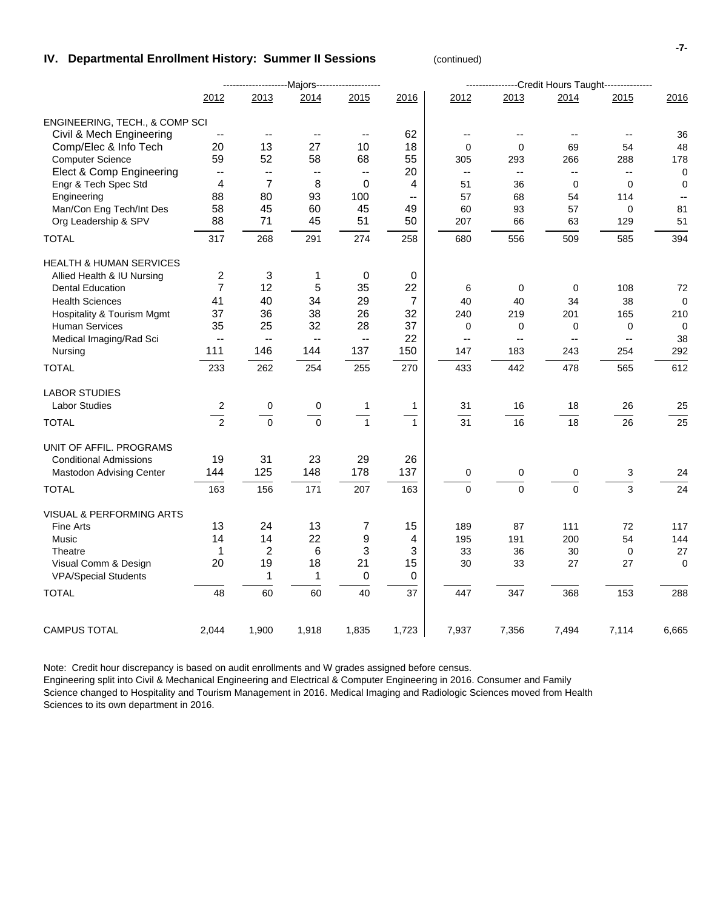## IV. Departmental Enrollment History: Summer II Sessions (continued)

| | Majors | | | | | Credit Hours Taught | | | | |
|---|---|---|---|---|---|---|---|---|---|---|
| | 2012 | 2013 | 2014 | 2015 | 2016 | 2012 | 2013 | 2014 | 2015 | 2016 |
| ENGINEERING, TECH., & COMP SCI | | | | | | | | | | |
| Civil & Mech Engineering | -- | -- | -- | -- | 62 | -- | -- | -- | -- | 36 |
| Comp/Elec & Info Tech | 20 | 13 | 27 | 10 | 18 | 0 | 0 | 69 | 54 | 48 |
| Computer Science | 59 | 52 | 58 | 68 | 55 | 305 | 293 | 266 | 288 | 178 |
| Elect & Comp Engineering | -- | -- | -- | -- | 20 | -- | -- | -- | -- | 0 |
| Engr & Tech Spec Std | 4 | 7 | 8 | 0 | 4 | 51 | 36 | 0 | 0 | 0 |
| Engineering | 88 | 80 | 93 | 100 | -- | 57 | 68 | 54 | 114 | -- |
| Man/Con Eng Tech/Int Des | 58 | 45 | 60 | 45 | 49 | 60 | 93 | 57 | 0 | 81 |
| Org Leadership & SPV | 88 | 71 | 45 | 51 | 50 | 207 | 66 | 63 | 129 | 51 |
| TOTAL | 317 | 268 | 291 | 274 | 258 | 680 | 556 | 509 | 585 | 394 |
| HEALTH & HUMAN SERVICES | | | | | | | | | | |
| Allied Health & IU Nursing | 2 | 3 | 1 | 0 | 0 | | | | | |
| Dental Education | 7 | 12 | 5 | 35 | 22 | 6 | 0 | 0 | 108 | 72 |
| Health Sciences | 41 | 40 | 34 | 29 | 7 | 40 | 40 | 34 | 38 | 0 |
| Hospitality & Tourism Mgmt | 37 | 36 | 38 | 26 | 32 | 240 | 219 | 201 | 165 | 210 |
| Human Services | 35 | 25 | 32 | 28 | 37 | 0 | 0 | 0 | 0 | 0 |
| Medical Imaging/Rad Sci | -- | -- | -- | -- | 22 | -- | -- | -- | -- | 38 |
| Nursing | 111 | 146 | 144 | 137 | 150 | 147 | 183 | 243 | 254 | 292 |
| TOTAL | 233 | 262 | 254 | 255 | 270 | 433 | 442 | 478 | 565 | 612 |
| LABOR STUDIES | | | | | | | | | | |
| Labor Studies | 2 | 0 | 0 | 1 | 1 | 31 | 16 | 18 | 26 | 25 |
| TOTAL | 2 | 0 | 0 | 1 | 1 | 31 | 16 | 18 | 26 | 25 |
| UNIT OF AFFIL. PROGRAMS | | | | | | | | | | |
| Conditional Admissions | 19 | 31 | 23 | 29 | 26 | | | | | |
| Mastodon Advising Center | 144 | 125 | 148 | 178 | 137 | 0 | 0 | 0 | 3 | 24 |
| TOTAL | 163 | 156 | 171 | 207 | 163 | 0 | 0 | 0 | 3 | 24 |
| VISUAL & PERFORMING ARTS | | | | | | | | | | |
| Fine Arts | 13 | 24 | 13 | 7 | 15 | 189 | 87 | 111 | 72 | 117 |
| Music | 14 | 14 | 22 | 9 | 4 | 195 | 191 | 200 | 54 | 144 |
| Theatre | 1 | 2 | 6 | 3 | 3 | 33 | 36 | 30 | 0 | 27 |
| Visual Comm & Design | 20 | 19 | 18 | 21 | 15 | 30 | 33 | 27 | 27 | 0 |
| VPA/Special Students | | 1 | 1 | 0 | 0 | | | | | |
| TOTAL | 48 | 60 | 60 | 40 | 37 | 447 | 347 | 368 | 153 | 288 |
| CAMPUS TOTAL | 2,044 | 1,900 | 1,918 | 1,835 | 1,723 | 7,937 | 7,356 | 7,494 | 7,114 | 6,665 |

Note: Credit hour discrepancy is based on audit enrollments and W grades assigned before census.
Engineering split into Civil & Mechanical Engineering and Electrical & Computer Engineering in 2016. Consumer and Family Science changed to Hospitality and Tourism Management in 2016. Medical Imaging and Radiologic Sciences moved from Health Sciences to its own department in 2016.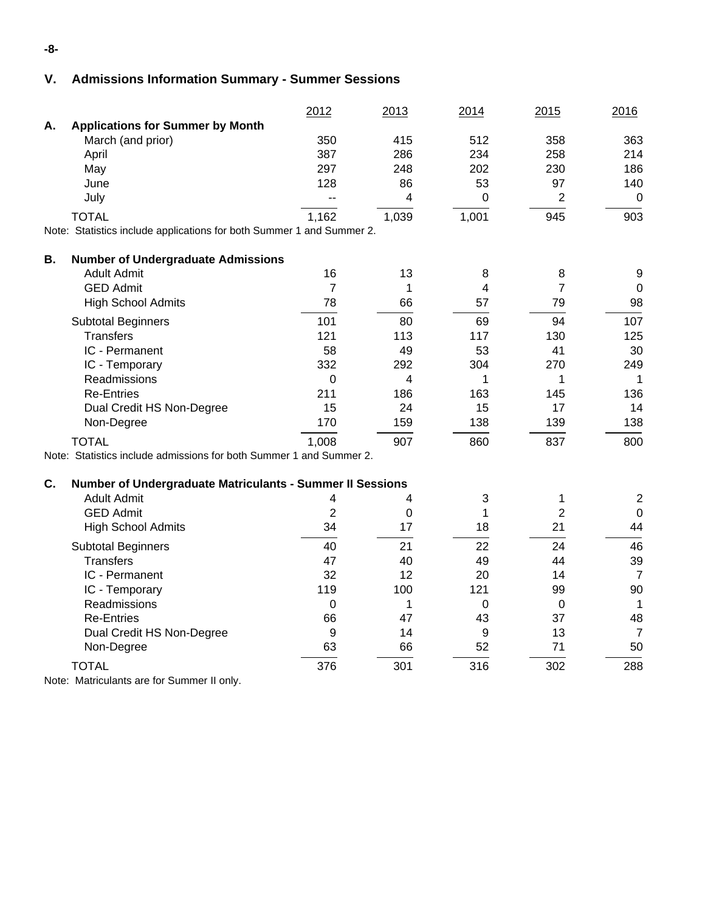## V. Admissions Information Summary - Summer Sessions

| | 2012 | 2013 | 2014 | 2015 | 2016 |
|---|---|---|---|---|---|
| **A. Applications for Summer by Month** | | | | | |
| March (and prior) | 350 | 415 | 512 | 358 | 363 |
| April | 387 | 286 | 234 | 258 | 214 |
| May | 297 | 248 | 202 | 230 | 186 |
| June | 128 | 86 | 53 | 97 | 140 |
| July | -- | 4 | 0 | 2 | 0 |
| TOTAL | 1,162 | 1,039 | 1,001 | 945 | 903 |

Note: Statistics include applications for both Summer 1 and Summer 2.

| | 2012 | 2013 | 2014 | 2015 | 2016 |
|---|---|---|---|---|---|
| **B. Number of Undergraduate Admissions** | | | | | |
| Adult Admit | 16 | 13 | 8 | 8 | 9 |
| GED Admit | 7 | 1 | 4 | 7 | 0 |
| High School Admits | 78 | 66 | 57 | 79 | 98 |
| Subtotal Beginners | 101 | 80 | 69 | 94 | 107 |
| Transfers | 121 | 113 | 117 | 130 | 125 |
| IC - Permanent | 58 | 49 | 53 | 41 | 30 |
| IC - Temporary | 332 | 292 | 304 | 270 | 249 |
| Readmissions | 0 | 4 | 1 | 1 | 1 |
| Re-Entries | 211 | 186 | 163 | 145 | 136 |
| Dual Credit HS Non-Degree | 15 | 24 | 15 | 17 | 14 |
| Non-Degree | 170 | 159 | 138 | 139 | 138 |
| TOTAL | 1,008 | 907 | 860 | 837 | 800 |

Note: Statistics include admissions for both Summer 1 and Summer 2.

| | 2012 | 2013 | 2014 | 2015 | 2016 |
|---|---|---|---|---|---|
| **C. Number of Undergraduate Matriculants - Summer II Sessions** | | | | | |
| Adult Admit | 4 | 4 | 3 | 1 | 2 |
| GED Admit | 2 | 0 | 1 | 2 | 0 |
| High School Admits | 34 | 17 | 18 | 21 | 44 |
| Subtotal Beginners | 40 | 21 | 22 | 24 | 46 |
| Transfers | 47 | 40 | 49 | 44 | 39 |
| IC - Permanent | 32 | 12 | 20 | 14 | 7 |
| IC - Temporary | 119 | 100 | 121 | 99 | 90 |
| Readmissions | 0 | 1 | 0 | 0 | 1 |
| Re-Entries | 66 | 47 | 43 | 37 | 48 |
| Dual Credit HS Non-Degree | 9 | 14 | 9 | 13 | 7 |
| Non-Degree | 63 | 66 | 52 | 71 | 50 |
| TOTAL | 376 | 301 | 316 | 302 | 288 |

Note: Matriculants are for Summer II only.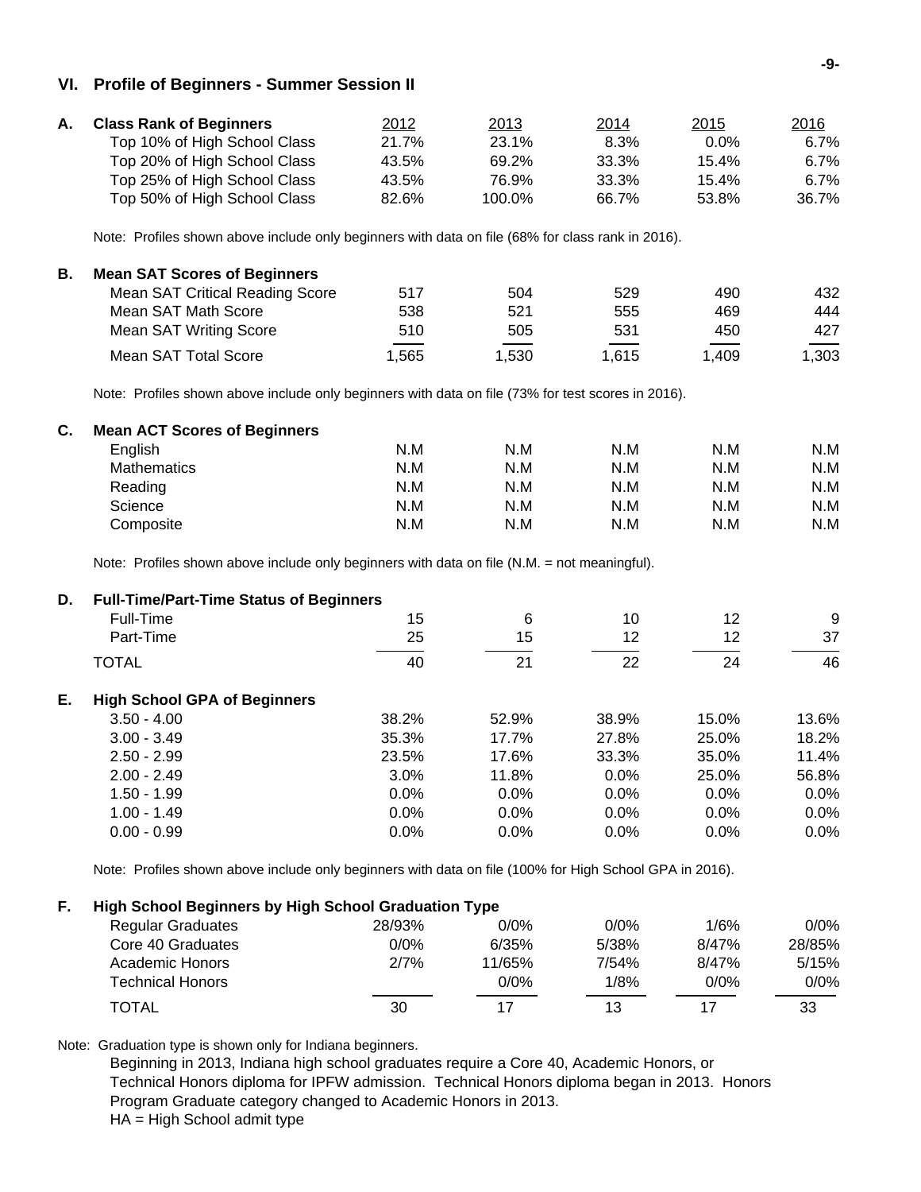## VI. Profile of Beginners - Summer Session II

### A. Class Rank of Beginners

| Class Rank of Beginners | 2012 | 2013 | 2014 | 2015 | 2016 |
|---|---|---|---|---|---|
| Top 10% of High School Class | 21.7% | 23.1% | 8.3% | 0.0% | 6.7% |
| Top 20% of High School Class | 43.5% | 69.2% | 33.3% | 15.4% | 6.7% |
| Top 25% of High School Class | 43.5% | 76.9% | 33.3% | 15.4% | 6.7% |
| Top 50% of High School Class | 82.6% | 100.0% | 66.7% | 53.8% | 36.7% |

Note: Profiles shown above include only beginners with data on file (68% for class rank in 2016).

### B. Mean SAT Scores of Beginners

| Mean SAT Scores of Beginners | 2012 | 2013 | 2014 | 2015 | 2016 |
|---|---|---|---|---|---|
| Mean SAT Critical Reading Score | 517 | 504 | 529 | 490 | 432 |
| Mean SAT Math Score | 538 | 521 | 555 | 469 | 444 |
| Mean SAT Writing Score | 510 | 505 | 531 | 450 | 427 |
| Mean SAT Total Score | 1,565 | 1,530 | 1,615 | 1,409 | 1,303 |

Note: Profiles shown above include only beginners with data on file (73% for test scores in 2016).

### C. Mean ACT Scores of Beginners

| Mean ACT Scores of Beginners | 2012 | 2013 | 2014 | 2015 | 2016 |
|---|---|---|---|---|---|
| English | N.M | N.M | N.M | N.M | N.M |
| Mathematics | N.M | N.M | N.M | N.M | N.M |
| Reading | N.M | N.M | N.M | N.M | N.M |
| Science | N.M | N.M | N.M | N.M | N.M |
| Composite | N.M | N.M | N.M | N.M | N.M |

Note: Profiles shown above include only beginners with data on file (N.M. = not meaningful).

### D. Full-Time/Part-Time Status of Beginners

| Full-Time/Part-Time Status of Beginners | 2012 | 2013 | 2014 | 2015 | 2016 |
|---|---|---|---|---|---|
| Full-Time | 15 | 6 | 10 | 12 | 9 |
| Part-Time | 25 | 15 | 12 | 12 | 37 |
| TOTAL | 40 | 21 | 22 | 24 | 46 |

### E. High School GPA of Beginners

| High School GPA of Beginners | 2012 | 2013 | 2014 | 2015 | 2016 |
|---|---|---|---|---|---|
| 3.50 - 4.00 | 38.2% | 52.9% | 38.9% | 15.0% | 13.6% |
| 3.00 - 3.49 | 35.3% | 17.7% | 27.8% | 25.0% | 18.2% |
| 2.50 - 2.99 | 23.5% | 17.6% | 33.3% | 35.0% | 11.4% |
| 2.00 - 2.49 | 3.0% | 11.8% | 0.0% | 25.0% | 56.8% |
| 1.50 - 1.99 | 0.0% | 0.0% | 0.0% | 0.0% | 0.0% |
| 1.00 - 1.49 | 0.0% | 0.0% | 0.0% | 0.0% | 0.0% |
| 0.00 - 0.99 | 0.0% | 0.0% | 0.0% | 0.0% | 0.0% |

Note: Profiles shown above include only beginners with data on file (100% for High School GPA in 2016).

### F. High School Beginners by High School Graduation Type

| High School Beginners by High School Graduation Type | 2012 | 2013 | 2014 | 2015 | 2016 |
|---|---|---|---|---|---|
| Regular Graduates | 28/93% | 0/0% | 0/0% | 1/6% | 0/0% |
| Core 40 Graduates | 0/0% | 6/35% | 5/38% | 8/47% | 28/85% |
| Academic Honors | 2/7% | 11/65% | 7/54% | 8/47% | 5/15% |
| Technical Honors | | 0/0% | 1/8% | 0/0% | 0/0% |
| TOTAL | 30 | 17 | 13 | 17 | 33 |

Note: Graduation type is shown only for Indiana beginners.
Beginning in 2013, Indiana high school graduates require a Core 40, Academic Honors, or Technical Honors diploma for IPFW admission. Technical Honors diploma began in 2013. Honors Program Graduate category changed to Academic Honors in 2013.
HA = High School admit type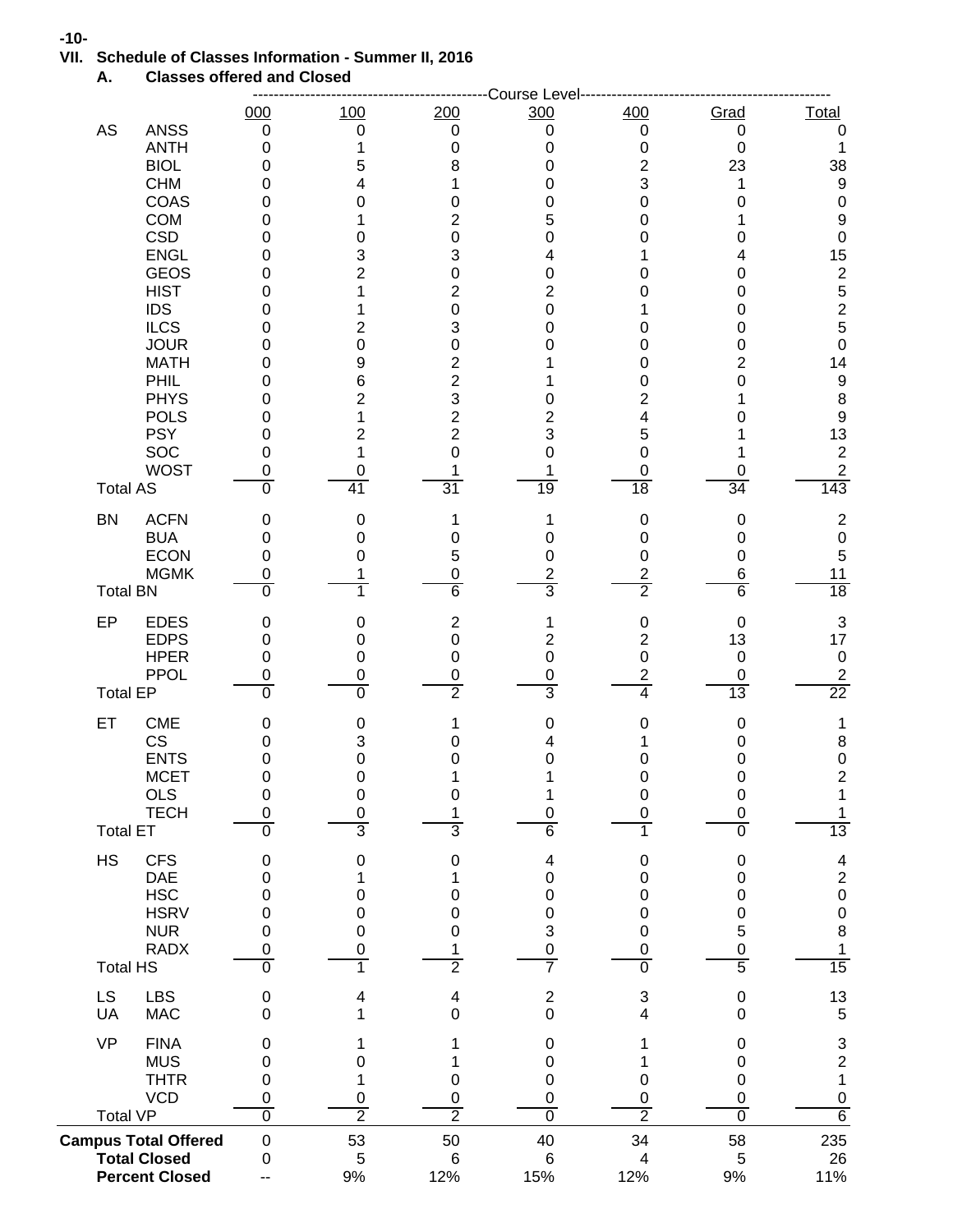## VII. Schedule of Classes Information - Summer II, 2016

### A. Classes offered and Closed

| | | Course Level | | | | | | |
|---|---|---|---|---|---|---|---|---|
| | | 000 | 100 | 200 | 300 | 400 | Grad | Total |
| AS | ANSS | 0 | 0 | 0 | 0 | 0 | 0 | 0 |
| | ANTH | 0 | 1 | 0 | 0 | 0 | 0 | 1 |
| | BIOL | 0 | 5 | 8 | 0 | 2 | 23 | 38 |
| | CHM | 0 | 4 | 1 | 0 | 3 | 1 | 9 |
| | COAS | 0 | 0 | 0 | 0 | 0 | 0 | 0 |
| | COM | 0 | 1 | 2 | 5 | 0 | 1 | 9 |
| | CSD | 0 | 0 | 0 | 0 | 0 | 0 | 0 |
| | ENGL | 0 | 3 | 3 | 4 | 1 | 4 | 15 |
| | GEOS | 0 | 2 | 0 | 0 | 0 | 0 | 2 |
| | HIST | 0 | 1 | 2 | 2 | 0 | 0 | 5 |
| | IDS | 0 | 1 | 0 | 0 | 1 | 0 | 2 |
| | ILCS | 0 | 2 | 3 | 0 | 0 | 0 | 5 |
| | JOUR | 0 | 0 | 0 | 0 | 0 | 0 | 0 |
| | MATH | 0 | 9 | 2 | 1 | 0 | 2 | 14 |
| | PHIL | 0 | 6 | 2 | 1 | 0 | 0 | 9 |
| | PHYS | 0 | 2 | 3 | 0 | 2 | 1 | 8 |
| | POLS | 0 | 1 | 2 | 2 | 4 | 0 | 9 |
| | PSY | 0 | 2 | 2 | 3 | 5 | 1 | 13 |
| | SOC | 0 | 1 | 0 | 0 | 0 | 1 | 2 |
| | WOST | 0 | 0 | 1 | 1 | 0 | 0 | 2 |
| Total AS | | 0 | 41 | 31 | 19 | 18 | 34 | 143 |
| BN | ACFN | 0 | 0 | 1 | 1 | 0 | 0 | 2 |
| | BUA | 0 | 0 | 0 | 0 | 0 | 0 | 0 |
| | ECON | 0 | 0 | 5 | 0 | 0 | 0 | 5 |
| | MGMK | 0 | 1 | 0 | 2 | 2 | 6 | 11 |
| Total BN | | 0 | 1 | 6 | 3 | 2 | 6 | 18 |
| EP | EDES | 0 | 0 | 2 | 1 | 0 | 0 | 3 |
| | EDPS | 0 | 0 | 0 | 2 | 2 | 13 | 17 |
| | HPER | 0 | 0 | 0 | 0 | 0 | 0 | 0 |
| | PPOL | 0 | 0 | 0 | 0 | 2 | 0 | 2 |
| Total EP | | 0 | 0 | 2 | 3 | 4 | 13 | 22 |
| ET | CME | 0 | 0 | 1 | 0 | 0 | 0 | 1 |
| | CS | 0 | 3 | 0 | 4 | 1 | 0 | 8 |
| | ENTS | 0 | 0 | 0 | 0 | 0 | 0 | 0 |
| | MCET | 0 | 0 | 1 | 1 | 0 | 0 | 2 |
| | OLS | 0 | 0 | 0 | 1 | 0 | 0 | 1 |
| | TECH | 0 | 0 | 1 | 0 | 0 | 0 | 1 |
| Total ET | | 0 | 3 | 3 | 6 | 1 | 0 | 13 |
| HS | CFS | 0 | 0 | 0 | 4 | 0 | 0 | 4 |
| | DAE | 0 | 1 | 1 | 0 | 0 | 0 | 2 |
| | HSC | 0 | 0 | 0 | 0 | 0 | 0 | 0 |
| | HSRV | 0 | 0 | 0 | 0 | 0 | 0 | 0 |
| | NUR | 0 | 0 | 0 | 3 | 0 | 5 | 8 |
| | RADX | 0 | 0 | 1 | 0 | 0 | 0 | 1 |
| Total HS | | 0 | 1 | 2 | 7 | 0 | 5 | 15 |
| LS | LBS | 0 | 4 | 4 | 2 | 3 | 0 | 13 |
| UA | MAC | 0 | 1 | 0 | 0 | 4 | 0 | 5 |
| VP | FINA | 0 | 1 | 1 | 0 | 1 | 0 | 3 |
| | MUS | 0 | 0 | 1 | 0 | 1 | 0 | 2 |
| | THTR | 0 | 1 | 0 | 0 | 0 | 0 | 1 |
| | VCD | 0 | 0 | 0 | 0 | 0 | 0 | 0 |
| Total VP | | 0 | 2 | 2 | 0 | 2 | 0 | 6 |
| **Campus Total Offered** | | 0 | 53 | 50 | 40 | 34 | 58 | 235 |
| **Total Closed** | | 0 | 5 | 6 | 6 | 4 | 5 | 26 |
| **Percent Closed** | | -- | 9% | 12% | 15% | 12% | 9% | 11% |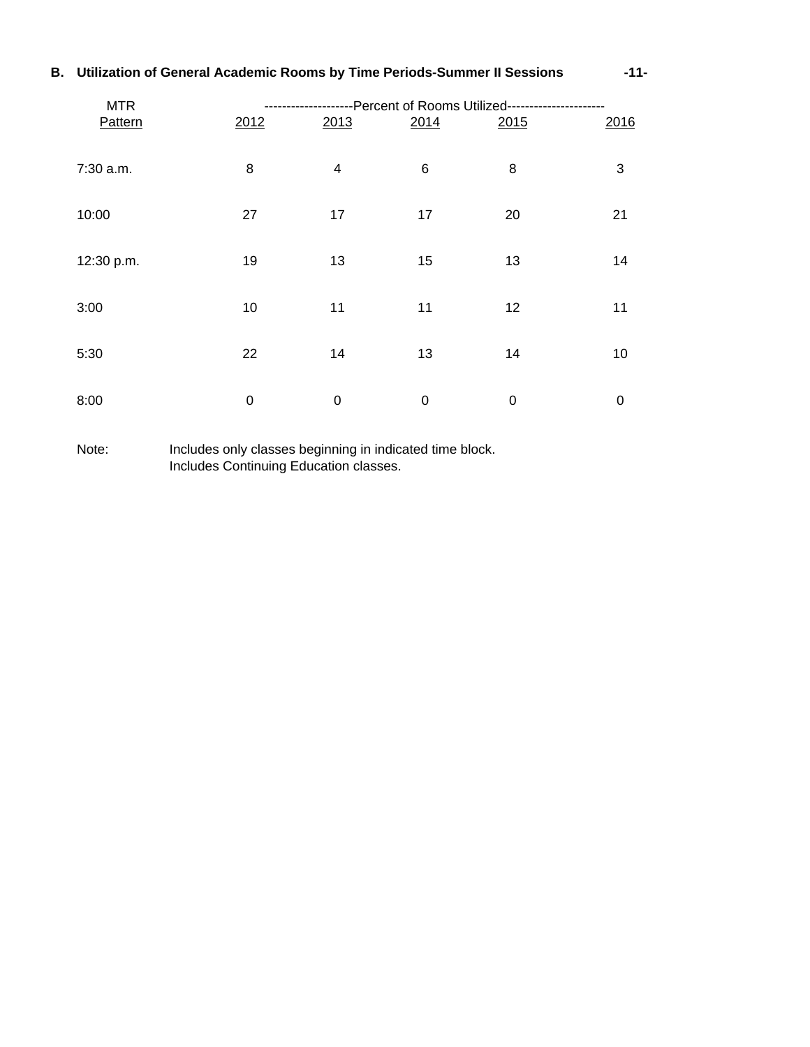## B. Utilization of General Academic Rooms by Time Periods-Summer II Sessions

| MTR Pattern | Percent of Rooms Utilized | | | | |
|---|---|---|---|---|---|
| | 2012 | 2013 | 2014 | 2015 | 2016 |
| 7:30 a.m. | 8 | 4 | 6 | 8 | 3 |
| 10:00 | 27 | 17 | 17 | 20 | 21 |
| 12:30 p.m. | 19 | 13 | 15 | 13 | 14 |
| 3:00 | 10 | 11 | 11 | 12 | 11 |
| 5:30 | 22 | 14 | 13 | 14 | 10 |
| 8:00 | 0 | 0 | 0 | 0 | 0 |

Note: Includes only classes beginning in indicated time block.
Includes Continuing Education classes.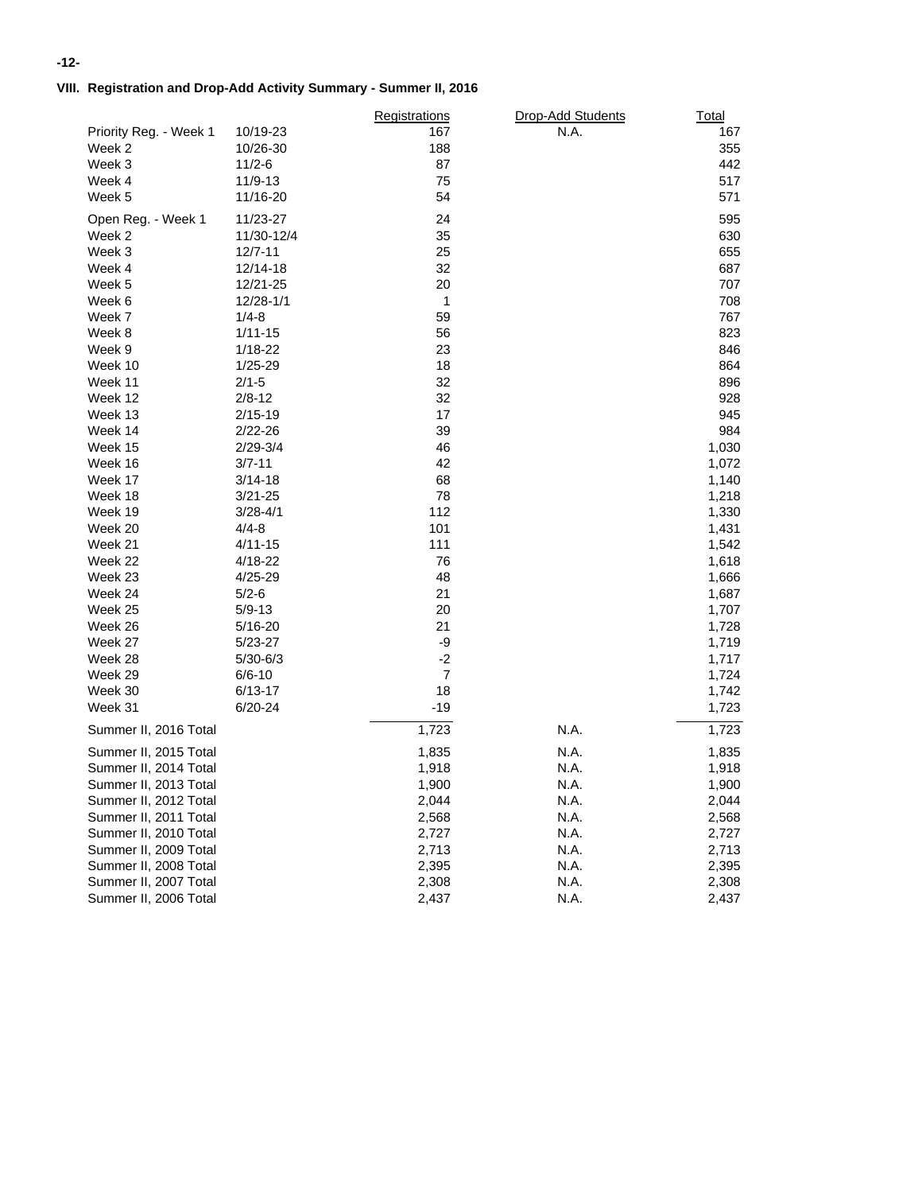## VIII. Registration and Drop-Add Activity Summary - Summer II, 2016

| | | Registrations | Drop-Add Students | Total |
|---|---|---|---|---|
| Priority Reg. - Week 1 | 10/19-23 | 167 | N.A. | 167 |
| Week 2 | 10/26-30 | 188 | | 355 |
| Week 3 | 11/2-6 | 87 | | 442 |
| Week 4 | 11/9-13 | 75 | | 517 |
| Week 5 | 11/16-20 | 54 | | 571 |
| Open Reg. - Week 1 | 11/23-27 | 24 | | 595 |
| Week 2 | 11/30-12/4 | 35 | | 630 |
| Week 3 | 12/7-11 | 25 | | 655 |
| Week 4 | 12/14-18 | 32 | | 687 |
| Week 5 | 12/21-25 | 20 | | 707 |
| Week 6 | 12/28-1/1 | 1 | | 708 |
| Week 7 | 1/4-8 | 59 | | 767 |
| Week 8 | 1/11-15 | 56 | | 823 |
| Week 9 | 1/18-22 | 23 | | 846 |
| Week 10 | 1/25-29 | 18 | | 864 |
| Week 11 | 2/1-5 | 32 | | 896 |
| Week 12 | 2/8-12 | 32 | | 928 |
| Week 13 | 2/15-19 | 17 | | 945 |
| Week 14 | 2/22-26 | 39 | | 984 |
| Week 15 | 2/29-3/4 | 46 | | 1,030 |
| Week 16 | 3/7-11 | 42 | | 1,072 |
| Week 17 | 3/14-18 | 68 | | 1,140 |
| Week 18 | 3/21-25 | 78 | | 1,218 |
| Week 19 | 3/28-4/1 | 112 | | 1,330 |
| Week 20 | 4/4-8 | 101 | | 1,431 |
| Week 21 | 4/11-15 | 111 | | 1,542 |
| Week 22 | 4/18-22 | 76 | | 1,618 |
| Week 23 | 4/25-29 | 48 | | 1,666 |
| Week 24 | 5/2-6 | 21 | | 1,687 |
| Week 25 | 5/9-13 | 20 | | 1,707 |
| Week 26 | 5/16-20 | 21 | | 1,728 |
| Week 27 | 5/23-27 | -9 | | 1,719 |
| Week 28 | 5/30-6/3 | -2 | | 1,717 |
| Week 29 | 6/6-10 | 7 | | 1,724 |
| Week 30 | 6/13-17 | 18 | | 1,742 |
| Week 31 | 6/20-24 | -19 | | 1,723 |
| Summer II, 2016 Total | | 1,723 | N.A. | 1,723 |
| Summer II, 2015 Total | | 1,835 | N.A. | 1,835 |
| Summer II, 2014 Total | | 1,918 | N.A. | 1,918 |
| Summer II, 2013 Total | | 1,900 | N.A. | 1,900 |
| Summer II, 2012 Total | | 2,044 | N.A. | 2,044 |
| Summer II, 2011 Total | | 2,568 | N.A. | 2,568 |
| Summer II, 2010 Total | | 2,727 | N.A. | 2,727 |
| Summer II, 2009 Total | | 2,713 | N.A. | 2,713 |
| Summer II, 2008 Total | | 2,395 | N.A. | 2,395 |
| Summer II, 2007 Total | | 2,308 | N.A. | 2,308 |
| Summer II, 2006 Total | | 2,437 | N.A. | 2,437 |